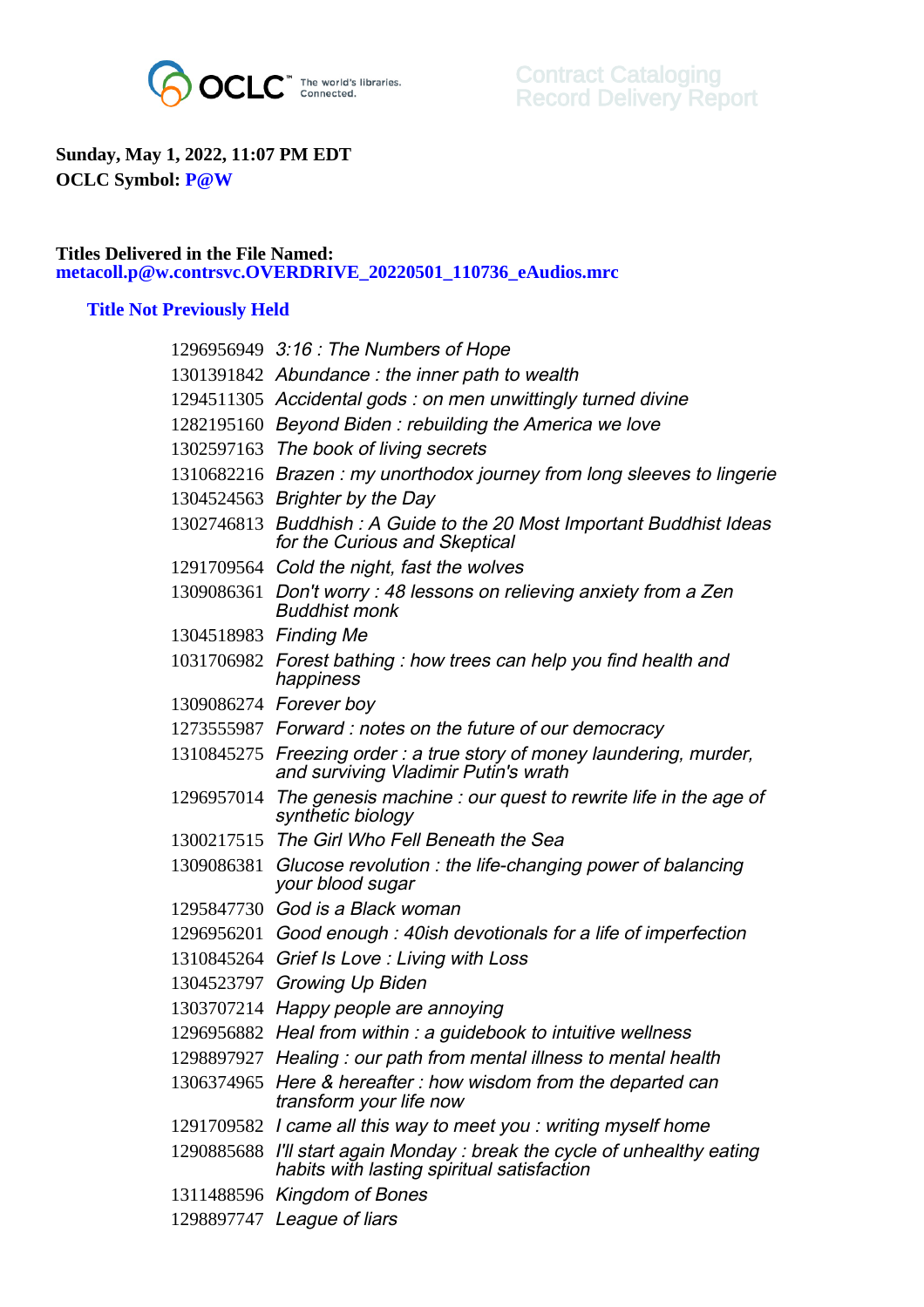OCLC™ The world's libraries. Connected.

Contract Cataloging
Record Delivery Report

**Sunday, May 1, 2022, 11:07 PM EDT**
**OCLC Symbol: P@W**

**Titles Delivered in the File Named:**
**metacoll.p@w.contrsvc.OVERDRIVE_20220501_110736_eAudios.mrc**

### Title Not Previously Held

| | |
|---|---|
| 1296956949 | *3:16 : The Numbers of Hope* |
| 1301391842 | *Abundance : the inner path to wealth* |
| 1294511305 | *Accidental gods : on men unwittingly turned divine* |
| 1282195160 | *Beyond Biden : rebuilding the America we love* |
| 1302597163 | *The book of living secrets* |
| 1310682216 | *Brazen : my unorthodox journey from long sleeves to lingerie* |
| 1304524563 | *Brighter by the Day* |
| 1302746813 | *Buddhish : A Guide to the 20 Most Important Buddhist Ideas for the Curious and Skeptical* |
| 1291709564 | *Cold the night, fast the wolves* |
| 1309086361 | *Don't worry : 48 lessons on relieving anxiety from a Zen Buddhist monk* |
| 1304518983 | *Finding Me* |
| 1031706982 | *Forest bathing : how trees can help you find health and happiness* |
| 1309086274 | *Forever boy* |
| 1273555987 | *Forward : notes on the future of our democracy* |
| 1310845275 | *Freezing order : a true story of money laundering, murder, and surviving Vladimir Putin's wrath* |
| 1296957014 | *The genesis machine : our quest to rewrite life in the age of synthetic biology* |
| 1300217515 | *The Girl Who Fell Beneath the Sea* |
| 1309086381 | *Glucose revolution : the life-changing power of balancing your blood sugar* |
| 1295847730 | *God is a Black woman* |
| 1296956201 | *Good enough : 40ish devotionals for a life of imperfection* |
| 1310845264 | *Grief Is Love : Living with Loss* |
| 1304523797 | *Growing Up Biden* |
| 1303707214 | *Happy people are annoying* |
| 1296956882 | *Heal from within : a guidebook to intuitive wellness* |
| 1298897927 | *Healing : our path from mental illness to mental health* |
| 1306374965 | *Here & hereafter : how wisdom from the departed can transform your life now* |
| 1291709582 | *I came all this way to meet you : writing myself home* |
| 1290885688 | *I'll start again Monday : break the cycle of unhealthy eating habits with lasting spiritual satisfaction* |
| 1311488596 | *Kingdom of Bones* |
| 1298897747 | *League of liars* |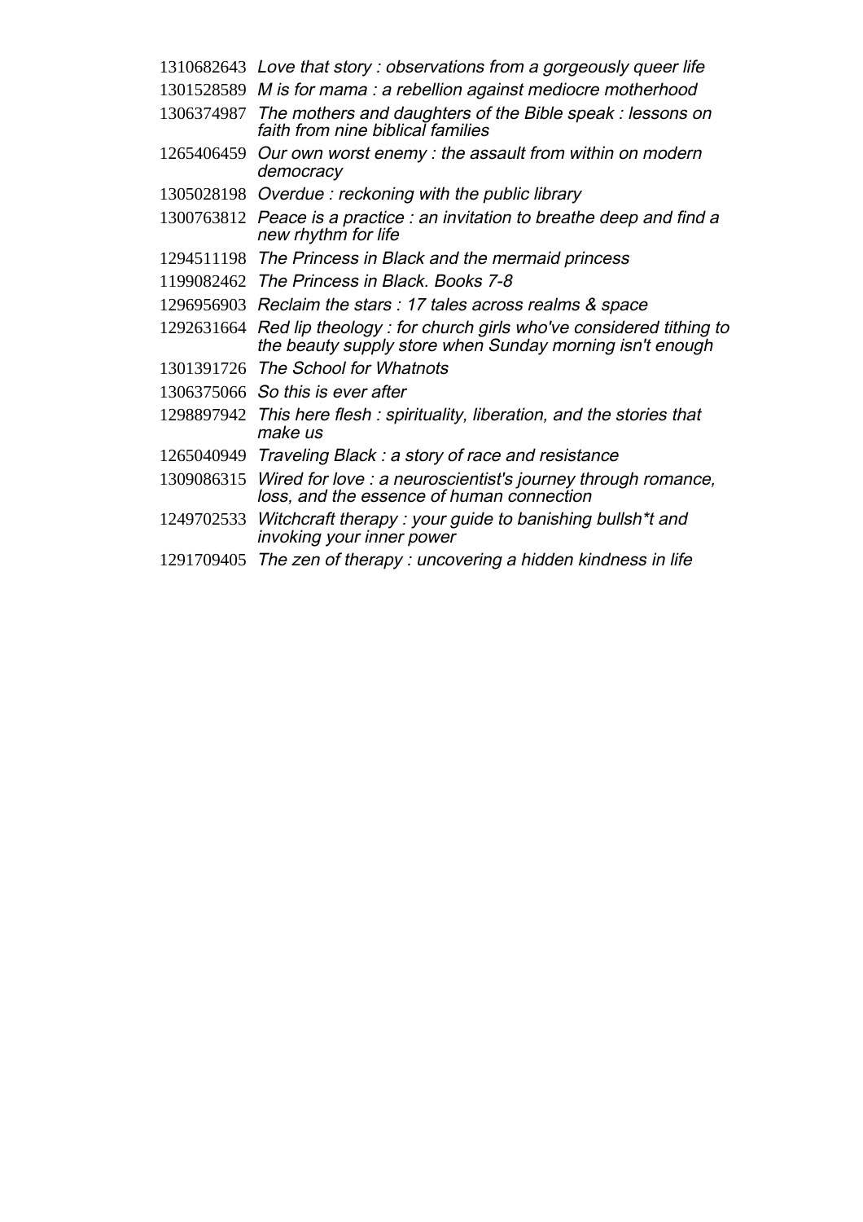1310682643 *Love that story : observations from a gorgeously queer life*

1301528589 *M is for mama : a rebellion against mediocre motherhood*

1306374987 *The mothers and daughters of the Bible speak : lessons on faith from nine biblical families*

1265406459 *Our own worst enemy : the assault from within on modern democracy*

1305028198 *Overdue : reckoning with the public library*

1300763812 *Peace is a practice : an invitation to breathe deep and find a new rhythm for life*

1294511198 *The Princess in Black and the mermaid princess*

1199082462 *The Princess in Black. Books 7-8*

1296956903 *Reclaim the stars : 17 tales across realms & space*

1292631664 *Red lip theology : for church girls who've considered tithing to the beauty supply store when Sunday morning isn't enough*

1301391726 *The School for Whatnots*

1306375066 *So this is ever after*

1298897942 *This here flesh : spirituality, liberation, and the stories that make us*

1265040949 *Traveling Black : a story of race and resistance*

1309086315 *Wired for love : a neuroscientist's journey through romance, loss, and the essence of human connection*

1249702533 *Witchcraft therapy : your guide to banishing bullsh*t and invoking your inner power*

1291709405 *The zen of therapy : uncovering a hidden kindness in life*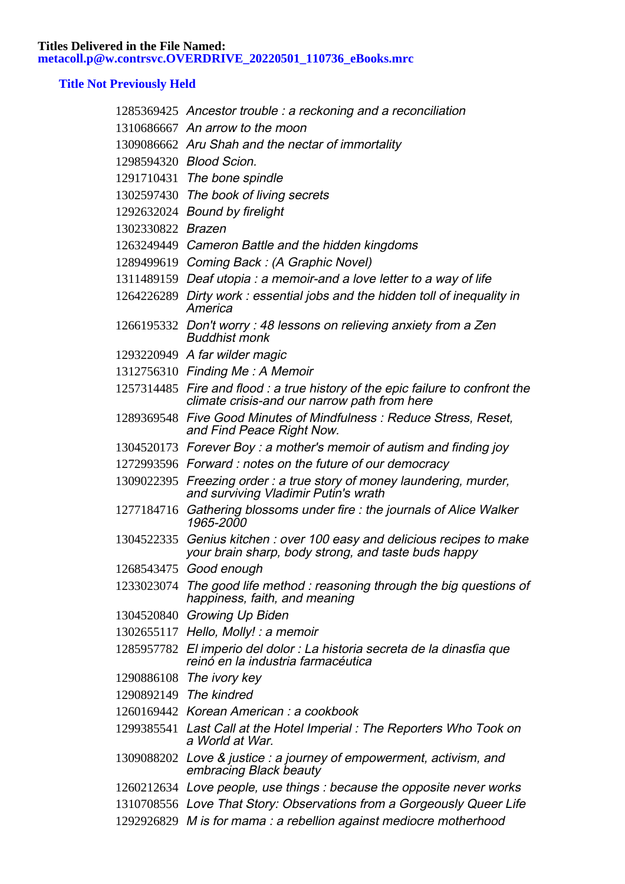**Titles Delivered in the File Named:**
**metacoll.p@w.contrsvc.OVERDRIVE_20220501_110736_eBooks.mrc**

## Title Not Previously Held

| | |
|---|---|
| 1285369425 | *Ancestor trouble : a reckoning and a reconciliation* |
| 1310686667 | *An arrow to the moon* |
| 1309086662 | *Aru Shah and the nectar of immortality* |
| 1298594320 | *Blood Scion.* |
| 1291710431 | *The bone spindle* |
| 1302597430 | *The book of living secrets* |
| 1292632024 | *Bound by firelight* |
| 1302330822 | *Brazen* |
| 1263249449 | *Cameron Battle and the hidden kingdoms* |
| 1289499619 | *Coming Back : (A Graphic Novel)* |
| 1311489159 | *Deaf utopia : a memoir-and a love letter to a way of life* |
| 1264226289 | *Dirty work : essential jobs and the hidden toll of inequality in America* |
| 1266195332 | *Don't worry : 48 lessons on relieving anxiety from a Zen Buddhist monk* |
| 1293220949 | *A far wilder magic* |
| 1312756310 | *Finding Me : A Memoir* |
| 1257314485 | *Fire and flood : a true history of the epic failure to confront the climate crisis-and our narrow path from here* |
| 1289369548 | *Five Good Minutes of Mindfulness : Reduce Stress, Reset, and Find Peace Right Now.* |
| 1304520173 | *Forever Boy : a mother's memoir of autism and finding joy* |
| 1272993596 | *Forward : notes on the future of our democracy* |
| 1309022395 | *Freezing order : a true story of money laundering, murder, and surviving Vladimir Putin's wrath* |
| 1277184716 | *Gathering blossoms under fire : the journals of Alice Walker 1965-2000* |
| 1304522335 | *Genius kitchen : over 100 easy and delicious recipes to make your brain sharp, body strong, and taste buds happy* |
| 1268543475 | *Good enough* |
| 1233023074 | *The good life method : reasoning through the big questions of happiness, faith, and meaning* |
| 1304520840 | *Growing Up Biden* |
| 1302655117 | *Hello, Molly! : a memoir* |
| 1285957782 | *El imperio del dolor : La historia secreta de la dinastía que reinó en la industria farmacéutica* |
| 1290886108 | *The ivory key* |
| 1290892149 | *The kindred* |
| 1260169442 | *Korean American : a cookbook* |
| 1299385541 | *Last Call at the Hotel Imperial : The Reporters Who Took on a World at War.* |
| 1309088202 | *Love & justice : a journey of empowerment, activism, and embracing Black beauty* |
| 1260212634 | *Love people, use things : because the opposite never works* |
| 1310708556 | *Love That Story: Observations from a Gorgeously Queer Life* |
| 1292926829 | *M is for mama : a rebellion against mediocre motherhood* |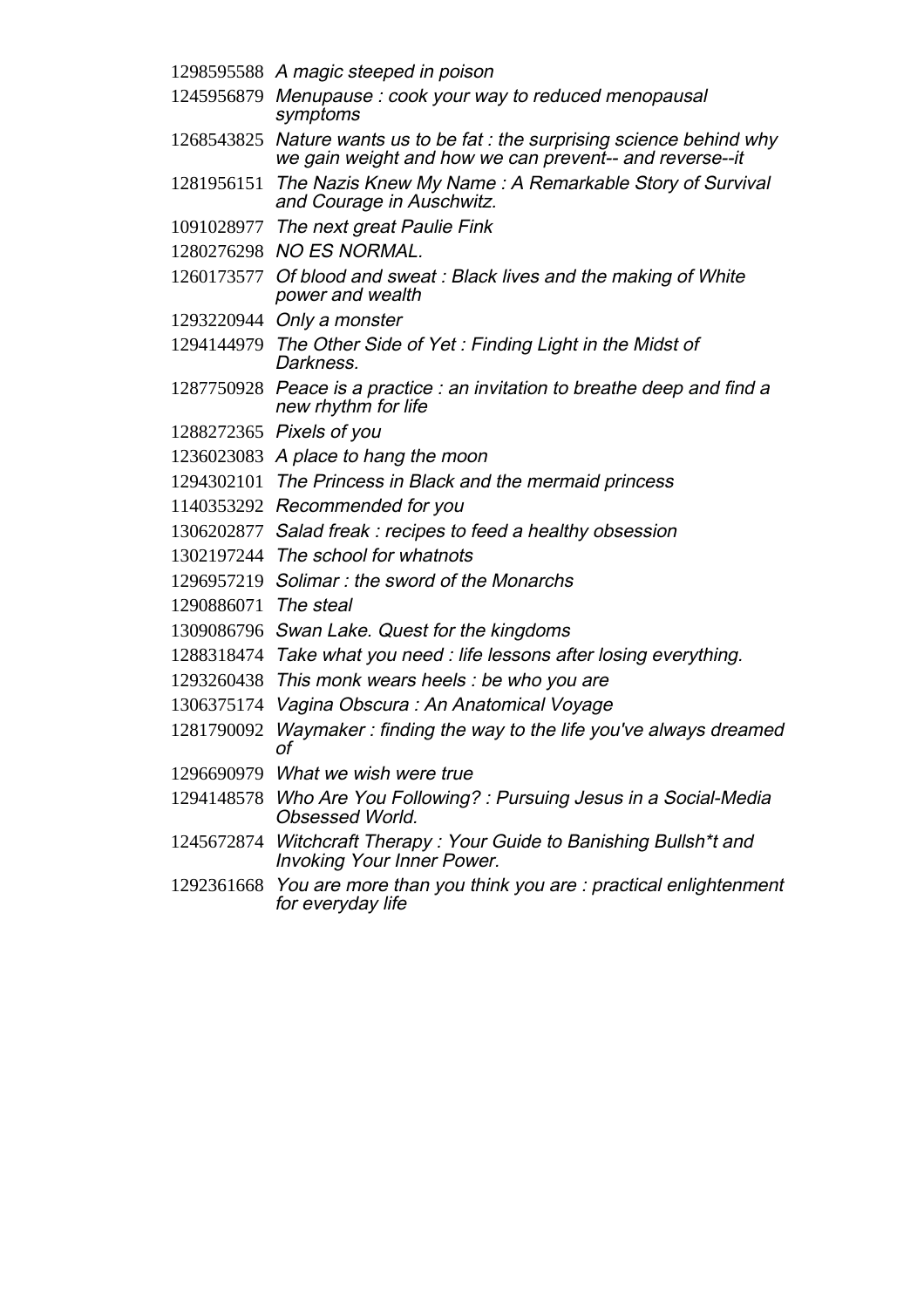| | |
|---|---|
| 1298595588 | *A magic steeped in poison* |
| 1245956879 | *Menupause : cook your way to reduced menopausal symptoms* |
| 1268543825 | *Nature wants us to be fat : the surprising science behind why we gain weight and how we can prevent-- and reverse--it* |
| 1281956151 | *The Nazis Knew My Name : A Remarkable Story of Survival and Courage in Auschwitz.* |
| 1091028977 | *The next great Paulie Fink* |
| 1280276298 | *NO ES NORMAL.* |
| 1260173577 | *Of blood and sweat : Black lives and the making of White power and wealth* |
| 1293220944 | *Only a monster* |
| 1294144979 | *The Other Side of Yet : Finding Light in the Midst of Darkness.* |
| 1287750928 | *Peace is a practice : an invitation to breathe deep and find a new rhythm for life* |
| 1288272365 | *Pixels of you* |
| 1236023083 | *A place to hang the moon* |
| 1294302101 | *The Princess in Black and the mermaid princess* |
| 1140353292 | *Recommended for you* |
| 1306202877 | *Salad freak : recipes to feed a healthy obsession* |
| 1302197244 | *The school for whatnots* |
| 1296957219 | *Solimar : the sword of the Monarchs* |
| 1290886071 | *The steal* |
| 1309086796 | *Swan Lake. Quest for the kingdoms* |
| 1288318474 | *Take what you need : life lessons after losing everything.* |
| 1293260438 | *This monk wears heels : be who you are* |
| 1306375174 | *Vagina Obscura : An Anatomical Voyage* |
| 1281790092 | *Waymaker : finding the way to the life you've always dreamed of* |
| 1296690979 | *What we wish were true* |
| 1294148578 | *Who Are You Following? : Pursuing Jesus in a Social-Media Obsessed World.* |
| 1245672874 | *Witchcraft Therapy : Your Guide to Banishing Bullsh*t and Invoking Your Inner Power.* |
| 1292361668 | *You are more than you think you are : practical enlightenment for everyday life* |